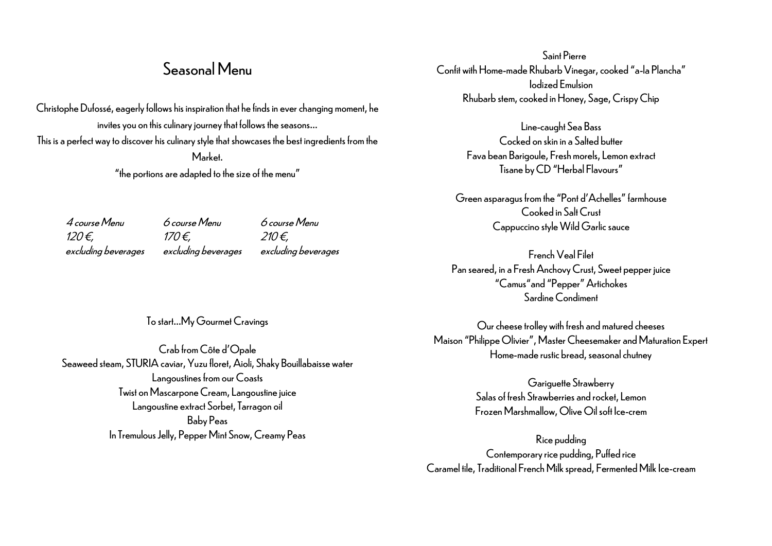# Seasonal Menu

Christophe Dufossé, eagerly follows his inspiration that he finds in ever changing moment, he invites you on this culinary journey that follows the seasons…
This is a perfect way to discover his culinary style that showcases the best ingredients from the Market.
"the portions are adapted to the size of the menu"

| *4 course Menu* | *6 course Menu* | *6 course Menu* |
| --- | --- | --- |
| *120 €,* | *170 €,* | *210 €,* |
| *excluding beverages* | *excluding beverages* | *excluding beverages* |

To start…My Gourmet Cravings

Crab from Côte d'Opale
Seaweed steam, STURIA caviar, Yuzu floret, Aioli, Shaky Bouillabaisse water
Langoustines from our Coasts
Twist on Mascarpone Cream, Langoustine juice
Langoustine extract Sorbet, Tarragon oil
Baby Peas
In Tremulous Jelly, Pepper Mint Snow, Creamy Peas

Saint Pierre
Confit with Home-made Rhubarb Vinegar, cooked "a-la Plancha"
Iodized Emulsion
Rhubarb stem, cooked in Honey, Sage, Crispy Chip

Line-caught Sea Bass
Cocked on skin in a Salted butter
Fava bean Barigoule, Fresh morels, Lemon extract
Tisane by CD "Herbal Flavours"

Green asparagus from the "Pont d'Achelles" farmhouse
Cooked in Salt Crust
Cappuccino style Wild Garlic sauce

French Veal Filet
Pan seared, in a Fresh Anchovy Crust, Sweet pepper juice
"Camus" and "Pepper" Artichokes
Sardine Condiment

Our cheese trolley with fresh and matured cheeses
Maison "Philippe Olivier", Master Cheesemaker and Maturation Expert
Home-made rustic bread, seasonal chutney

Gariguette Strawberry
Salas of fresh Strawberries and rocket, Lemon
Frozen Marshmallow, Olive Oil soft Ice-crem

Rice pudding
Contemporary rice pudding, Puffed rice
Caramel tile, Traditional French Milk spread, Fermented Milk Ice-cream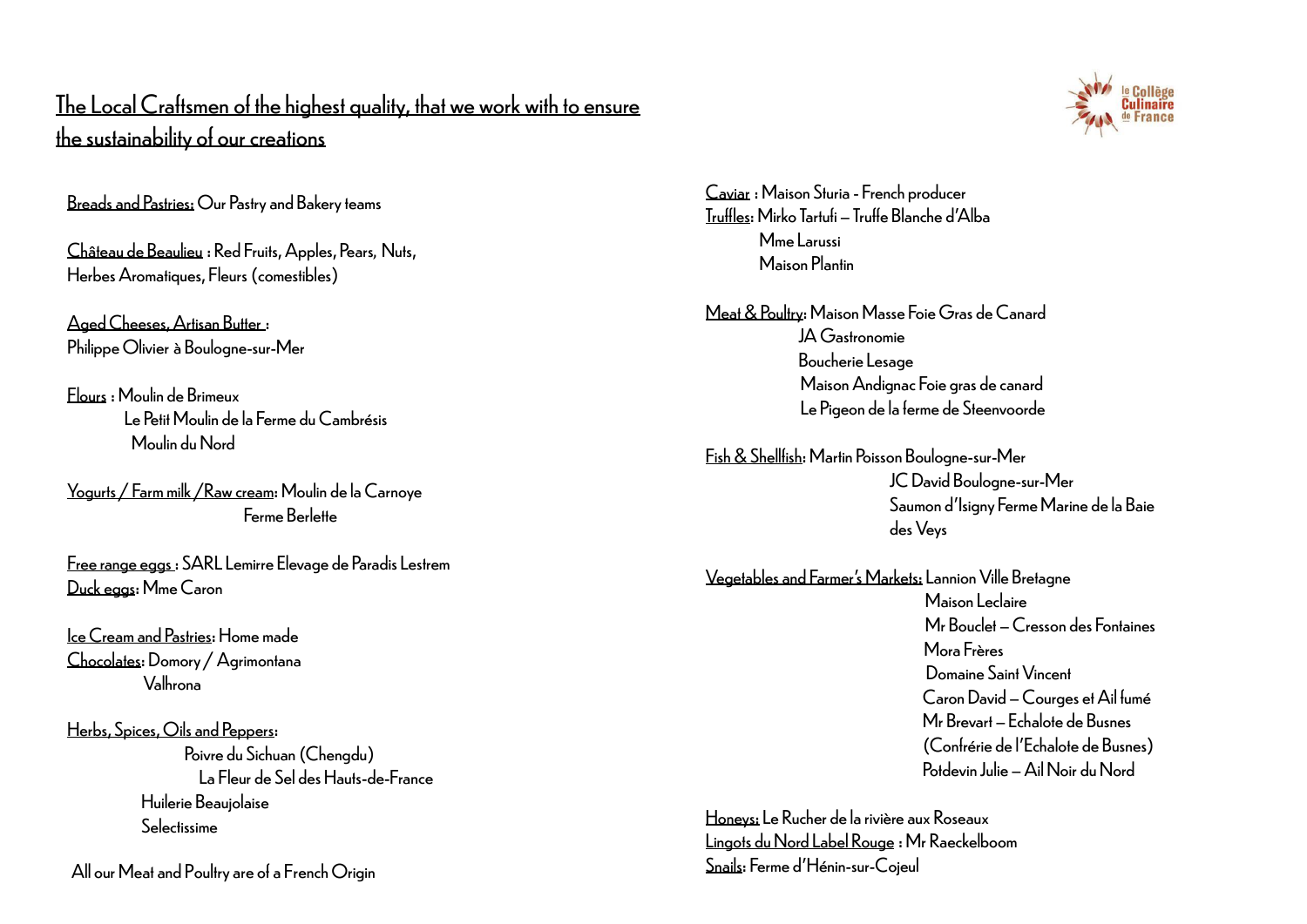# The Local Craftsmen of the highest quality, that we work with to ensure the sustainability of our creations

le Collège Culinaire de France

Breads and Pastries: Our Pastry and Bakery teams

Château de Beaulieu : Red Fruits, Apples, Pears, Nuts, Herbes Aromatiques, Fleurs (comestibles)

Aged Cheeses, Artisan Butter :
Philippe Olivier à Boulogne-sur-Mer

Flours : Moulin de Brimeux
Le Petit Moulin de la Ferme du Cambrésis
Moulin du Nord

Yogurts / Farm milk / Raw cream: Moulin de la Carnoye
Ferme Berlette

Free range eggs : SARL Lemirre Elevage de Paradis Lestrem
Duck eggs: Mme Caron

Ice Cream and Pastries: Home made
Chocolates: Domory / Agrimontana
Valhrona

Herbs, Spices, Oils and Peppers:
Poivre du Sichuan (Chengdu)
La Fleur de Sel des Hauts-de-France
Huilerie Beaujolaise
Selectissime

All our Meat and Poultry are of a French Origin

Caviar : Maison Sturia - French producer
Truffles: Mirko Tartufi – Truffe Blanche d'Alba
Mme Larussi
Maison Plantin

Meat & Poultry: Maison Masse Foie Gras de Canard
JA Gastronomie
Boucherie Lesage
Maison Andignac Foie gras de canard
Le Pigeon de la ferme de Steenvoorde

Fish & Shellfish: Martin Poisson Boulogne-sur-Mer
JC David Boulogne-sur-Mer
Saumon d'Isigny Ferme Marine de la Baie des Veys

Vegetables and Farmer's Markets: Lannion Ville Bretagne
Maison Leclaire
Mr Bouclet – Cresson des Fontaines
Mora Frères
Domaine Saint Vincent
Caron David – Courges et Ail fumé
Mr Brevart – Echalote de Busnes
(Confrérie de l'Echalote de Busnes)
Potdevin Julie – Ail Noir du Nord

Honeys: Le Rucher de la rivière aux Roseaux
Lingots du Nord Label Rouge : Mr Raeckelboom
Snails: Ferme d'Hénin-sur-Cojeul